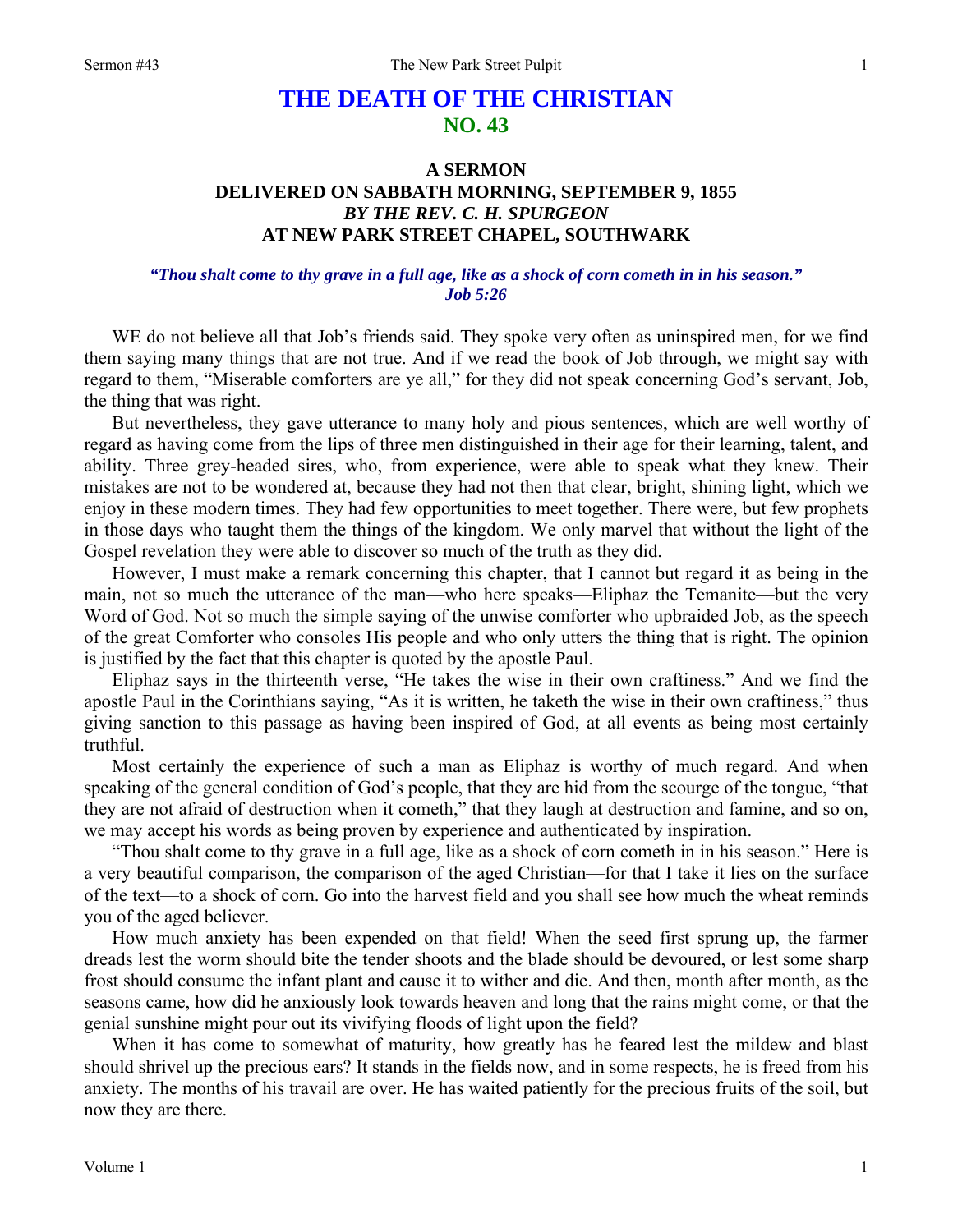# THE DEATH OF THE CHRISTIAN
## NO. 43

### A SERMON
### DELIVERED ON SABBATH MORNING, SEPTEMBER 9, 1855
### *BY THE REV. C. H. SPURGEON*
### AT NEW PARK STREET CHAPEL, SOUTHWARK

***"Thou shalt come to thy grave in a full age, like as a shock of corn cometh in in his season." Job 5:26***

WE do not believe all that Job's friends said. They spoke very often as uninspired men, for we find them saying many things that are not true. And if we read the book of Job through, we might say with regard to them, "Miserable comforters are ye all," for they did not speak concerning God's servant, Job, the thing that was right.

But nevertheless, they gave utterance to many holy and pious sentences, which are well worthy of regard as having come from the lips of three men distinguished in their age for their learning, talent, and ability. Three grey-headed sires, who, from experience, were able to speak what they knew. Their mistakes are not to be wondered at, because they had not then that clear, bright, shining light, which we enjoy in these modern times. They had few opportunities to meet together. There were, but few prophets in those days who taught them the things of the kingdom. We only marvel that without the light of the Gospel revelation they were able to discover so much of the truth as they did.

However, I must make a remark concerning this chapter, that I cannot but regard it as being in the main, not so much the utterance of the man—who here speaks—Eliphaz the Temanite—but the very Word of God. Not so much the simple saying of the unwise comforter who upbraided Job, as the speech of the great Comforter who consoles His people and who only utters the thing that is right. The opinion is justified by the fact that this chapter is quoted by the apostle Paul.

Eliphaz says in the thirteenth verse, "He takes the wise in their own craftiness." And we find the apostle Paul in the Corinthians saying, "As it is written, he taketh the wise in their own craftiness," thus giving sanction to this passage as having been inspired of God, at all events as being most certainly truthful.

Most certainly the experience of such a man as Eliphaz is worthy of much regard. And when speaking of the general condition of God's people, that they are hid from the scourge of the tongue, "that they are not afraid of destruction when it cometh," that they laugh at destruction and famine, and so on, we may accept his words as being proven by experience and authenticated by inspiration.

"Thou shalt come to thy grave in a full age, like as a shock of corn cometh in in his season." Here is a very beautiful comparison, the comparison of the aged Christian—for that I take it lies on the surface of the text—to a shock of corn. Go into the harvest field and you shall see how much the wheat reminds you of the aged believer.

How much anxiety has been expended on that field! When the seed first sprung up, the farmer dreads lest the worm should bite the tender shoots and the blade should be devoured, or lest some sharp frost should consume the infant plant and cause it to wither and die. And then, month after month, as the seasons came, how did he anxiously look towards heaven and long that the rains might come, or that the genial sunshine might pour out its vivifying floods of light upon the field?

When it has come to somewhat of maturity, how greatly has he feared lest the mildew and blast should shrivel up the precious ears? It stands in the fields now, and in some respects, he is freed from his anxiety. The months of his travail are over. He has waited patiently for the precious fruits of the soil, but now they are there.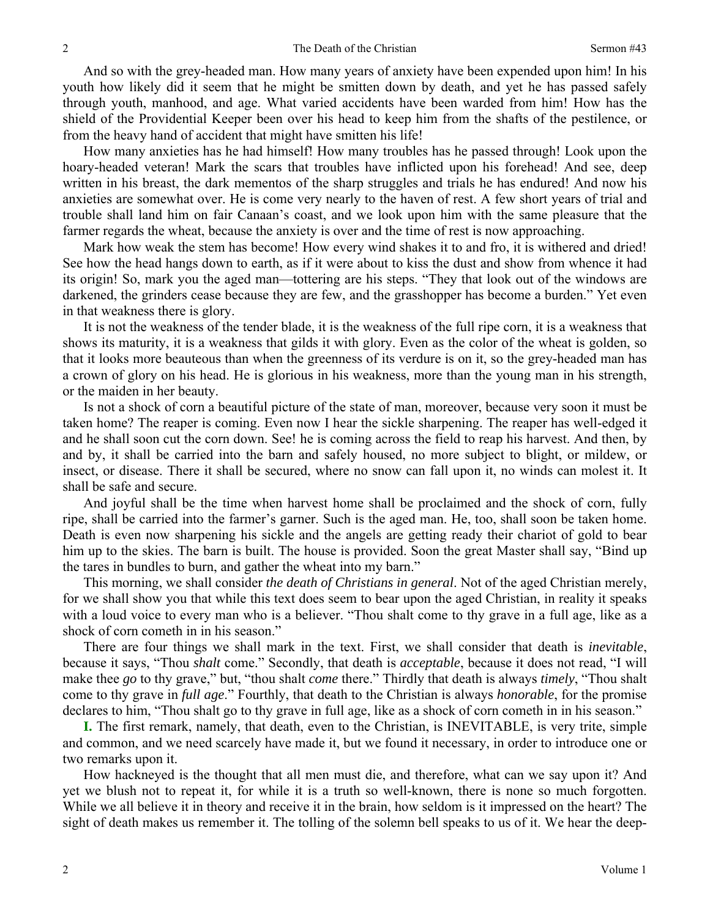And so with the grey-headed man. How many years of anxiety have been expended upon him! In his youth how likely did it seem that he might be smitten down by death, and yet he has passed safely through youth, manhood, and age. What varied accidents have been warded from him! How has the shield of the Providential Keeper been over his head to keep him from the shafts of the pestilence, or from the heavy hand of accident that might have smitten his life!

How many anxieties has he had himself! How many troubles has he passed through! Look upon the hoary-headed veteran! Mark the scars that troubles have inflicted upon his forehead! And see, deep written in his breast, the dark mementos of the sharp struggles and trials he has endured! And now his anxieties are somewhat over. He is come very nearly to the haven of rest. A few short years of trial and trouble shall land him on fair Canaan's coast, and we look upon him with the same pleasure that the farmer regards the wheat, because the anxiety is over and the time of rest is now approaching.

Mark how weak the stem has become! How every wind shakes it to and fro, it is withered and dried! See how the head hangs down to earth, as if it were about to kiss the dust and show from whence it had its origin! So, mark you the aged man—tottering are his steps. "They that look out of the windows are darkened, the grinders cease because they are few, and the grasshopper has become a burden." Yet even in that weakness there is glory.

It is not the weakness of the tender blade, it is the weakness of the full ripe corn, it is a weakness that shows its maturity, it is a weakness that gilds it with glory. Even as the color of the wheat is golden, so that it looks more beauteous than when the greenness of its verdure is on it, so the grey-headed man has a crown of glory on his head. He is glorious in his weakness, more than the young man in his strength, or the maiden in her beauty.

Is not a shock of corn a beautiful picture of the state of man, moreover, because very soon it must be taken home? The reaper is coming. Even now I hear the sickle sharpening. The reaper has well-edged it and he shall soon cut the corn down. See! he is coming across the field to reap his harvest. And then, by and by, it shall be carried into the barn and safely housed, no more subject to blight, or mildew, or insect, or disease. There it shall be secured, where no snow can fall upon it, no winds can molest it. It shall be safe and secure.

And joyful shall be the time when harvest home shall be proclaimed and the shock of corn, fully ripe, shall be carried into the farmer's garner. Such is the aged man. He, too, shall soon be taken home. Death is even now sharpening his sickle and the angels are getting ready their chariot of gold to bear him up to the skies. The barn is built. The house is provided. Soon the great Master shall say, "Bind up the tares in bundles to burn, and gather the wheat into my barn."

This morning, we shall consider *the death of Christians in general*. Not of the aged Christian merely, for we shall show you that while this text does seem to bear upon the aged Christian, in reality it speaks with a loud voice to every man who is a believer. "Thou shalt come to thy grave in a full age, like as a shock of corn cometh in in his season."

There are four things we shall mark in the text. First, we shall consider that death is *inevitable*, because it says, "Thou *shalt* come." Secondly, that death is *acceptable*, because it does not read, "I will make thee *go* to thy grave," but, "thou shalt *come* there." Thirdly that death is always *timely*, "Thou shalt come to thy grave in *full age*." Fourthly, that death to the Christian is always *honorable*, for the promise declares to him, "Thou shalt go to thy grave in full age, like as a shock of corn cometh in in his season."

**I.** The first remark, namely, that death, even to the Christian, is INEVITABLE, is very trite, simple and common, and we need scarcely have made it, but we found it necessary, in order to introduce one or two remarks upon it.

How hackneyed is the thought that all men must die, and therefore, what can we say upon it? And yet we blush not to repeat it, for while it is a truth so well-known, there is none so much forgotten. While we all believe it in theory and receive it in the brain, how seldom is it impressed on the heart? The sight of death makes us remember it. The tolling of the solemn bell speaks to us of it. We hear the deep-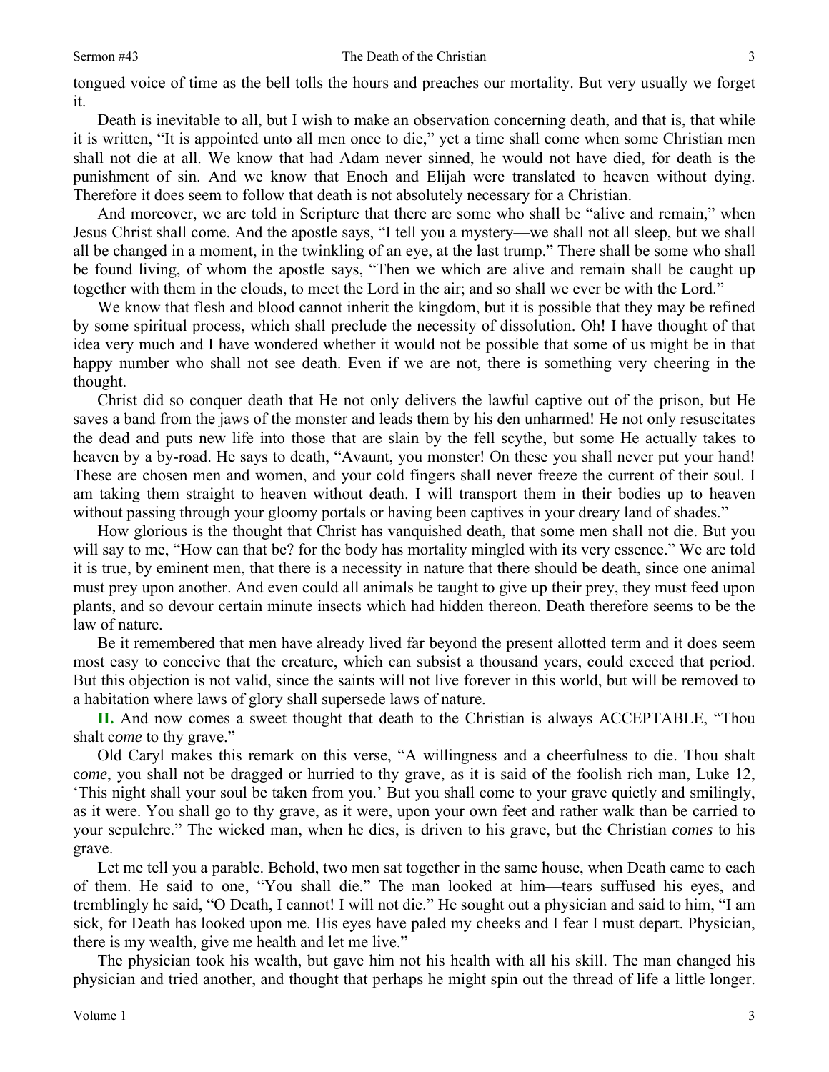tongued voice of time as the bell tolls the hours and preaches our mortality. But very usually we forget it.

Death is inevitable to all, but I wish to make an observation concerning death, and that is, that while it is written, "It is appointed unto all men once to die," yet a time shall come when some Christian men shall not die at all. We know that had Adam never sinned, he would not have died, for death is the punishment of sin. And we know that Enoch and Elijah were translated to heaven without dying. Therefore it does seem to follow that death is not absolutely necessary for a Christian.

And moreover, we are told in Scripture that there are some who shall be "alive and remain," when Jesus Christ shall come. And the apostle says, "I tell you a mystery—we shall not all sleep, but we shall all be changed in a moment, in the twinkling of an eye, at the last trump." There shall be some who shall be found living, of whom the apostle says, "Then we which are alive and remain shall be caught up together with them in the clouds, to meet the Lord in the air; and so shall we ever be with the Lord."

We know that flesh and blood cannot inherit the kingdom, but it is possible that they may be refined by some spiritual process, which shall preclude the necessity of dissolution. Oh! I have thought of that idea very much and I have wondered whether it would not be possible that some of us might be in that happy number who shall not see death. Even if we are not, there is something very cheering in the thought.

Christ did so conquer death that He not only delivers the lawful captive out of the prison, but He saves a band from the jaws of the monster and leads them by his den unharmed! He not only resuscitates the dead and puts new life into those that are slain by the fell scythe, but some He actually takes to heaven by a by-road. He says to death, "Avaunt, you monster! On these you shall never put your hand! These are chosen men and women, and your cold fingers shall never freeze the current of their soul. I am taking them straight to heaven without death. I will transport them in their bodies up to heaven without passing through your gloomy portals or having been captives in your dreary land of shades."

How glorious is the thought that Christ has vanquished death, that some men shall not die. But you will say to me, "How can that be? for the body has mortality mingled with its very essence." We are told it is true, by eminent men, that there is a necessity in nature that there should be death, since one animal must prey upon another. And even could all animals be taught to give up their prey, they must feed upon plants, and so devour certain minute insects which had hidden thereon. Death therefore seems to be the law of nature.

Be it remembered that men have already lived far beyond the present allotted term and it does seem most easy to conceive that the creature, which can subsist a thousand years, could exceed that period. But this objection is not valid, since the saints will not live forever in this world, but will be removed to a habitation where laws of glory shall supersede laws of nature.

**II.** And now comes a sweet thought that death to the Christian is always ACCEPTABLE, "Thou shalt c*ome* to thy grave."

Old Caryl makes this remark on this verse, "A willingness and a cheerfulness to die. Thou shalt c*ome*, you shall not be dragged or hurried to thy grave, as it is said of the foolish rich man, Luke 12, 'This night shall your soul be taken from you.' But you shall come to your grave quietly and smilingly, as it were. You shall go to thy grave, as it were, upon your own feet and rather walk than be carried to your sepulchre." The wicked man, when he dies, is driven to his grave, but the Christian *comes* to his grave.

Let me tell you a parable. Behold, two men sat together in the same house, when Death came to each of them. He said to one, "You shall die." The man looked at him—tears suffused his eyes, and tremblingly he said, "O Death, I cannot! I will not die." He sought out a physician and said to him, "I am sick, for Death has looked upon me. His eyes have paled my cheeks and I fear I must depart. Physician, there is my wealth, give me health and let me live."

The physician took his wealth, but gave him not his health with all his skill. The man changed his physician and tried another, and thought that perhaps he might spin out the thread of life a little longer.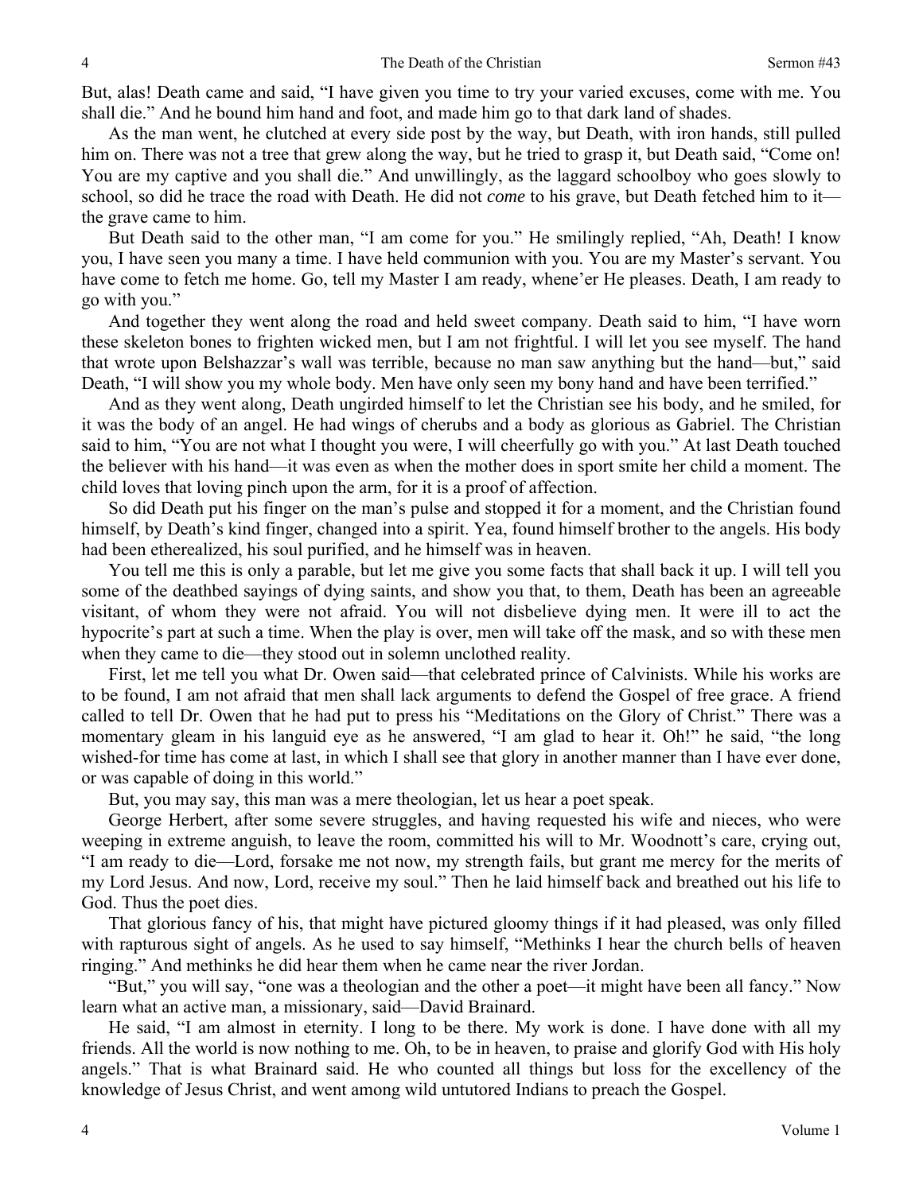But, alas! Death came and said, "I have given you time to try your varied excuses, come with me. You shall die." And he bound him hand and foot, and made him go to that dark land of shades.

As the man went, he clutched at every side post by the way, but Death, with iron hands, still pulled him on. There was not a tree that grew along the way, but he tried to grasp it, but Death said, "Come on! You are my captive and you shall die." And unwillingly, as the laggard schoolboy who goes slowly to school, so did he trace the road with Death. He did not *come* to his grave, but Death fetched him to it—the grave came to him.

But Death said to the other man, "I am come for you." He smilingly replied, "Ah, Death! I know you, I have seen you many a time. I have held communion with you. You are my Master's servant. You have come to fetch me home. Go, tell my Master I am ready, whene'er He pleases. Death, I am ready to go with you."

And together they went along the road and held sweet company. Death said to him, "I have worn these skeleton bones to frighten wicked men, but I am not frightful. I will let you see myself. The hand that wrote upon Belshazzar's wall was terrible, because no man saw anything but the hand—but," said Death, "I will show you my whole body. Men have only seen my bony hand and have been terrified."

And as they went along, Death ungirded himself to let the Christian see his body, and he smiled, for it was the body of an angel. He had wings of cherubs and a body as glorious as Gabriel. The Christian said to him, "You are not what I thought you were, I will cheerfully go with you." At last Death touched the believer with his hand—it was even as when the mother does in sport smite her child a moment. The child loves that loving pinch upon the arm, for it is a proof of affection.

So did Death put his finger on the man's pulse and stopped it for a moment, and the Christian found himself, by Death's kind finger, changed into a spirit. Yea, found himself brother to the angels. His body had been etherealized, his soul purified, and he himself was in heaven.

You tell me this is only a parable, but let me give you some facts that shall back it up. I will tell you some of the deathbed sayings of dying saints, and show you that, to them, Death has been an agreeable visitant, of whom they were not afraid. You will not disbelieve dying men. It were ill to act the hypocrite's part at such a time. When the play is over, men will take off the mask, and so with these men when they came to die—they stood out in solemn unclothed reality.

First, let me tell you what Dr. Owen said—that celebrated prince of Calvinists. While his works are to be found, I am not afraid that men shall lack arguments to defend the Gospel of free grace. A friend called to tell Dr. Owen that he had put to press his "Meditations on the Glory of Christ." There was a momentary gleam in his languid eye as he answered, "I am glad to hear it. Oh!" he said, "the long wished-for time has come at last, in which I shall see that glory in another manner than I have ever done, or was capable of doing in this world."

But, you may say, this man was a mere theologian, let us hear a poet speak.

George Herbert, after some severe struggles, and having requested his wife and nieces, who were weeping in extreme anguish, to leave the room, committed his will to Mr. Woodnott's care, crying out, "I am ready to die—Lord, forsake me not now, my strength fails, but grant me mercy for the merits of my Lord Jesus. And now, Lord, receive my soul." Then he laid himself back and breathed out his life to God. Thus the poet dies.

That glorious fancy of his, that might have pictured gloomy things if it had pleased, was only filled with rapturous sight of angels. As he used to say himself, "Methinks I hear the church bells of heaven ringing." And methinks he did hear them when he came near the river Jordan.

"But," you will say, "one was a theologian and the other a poet—it might have been all fancy." Now learn what an active man, a missionary, said—David Brainard.

He said, "I am almost in eternity. I long to be there. My work is done. I have done with all my friends. All the world is now nothing to me. Oh, to be in heaven, to praise and glorify God with His holy angels." That is what Brainard said. He who counted all things but loss for the excellency of the knowledge of Jesus Christ, and went among wild untutored Indians to preach the Gospel.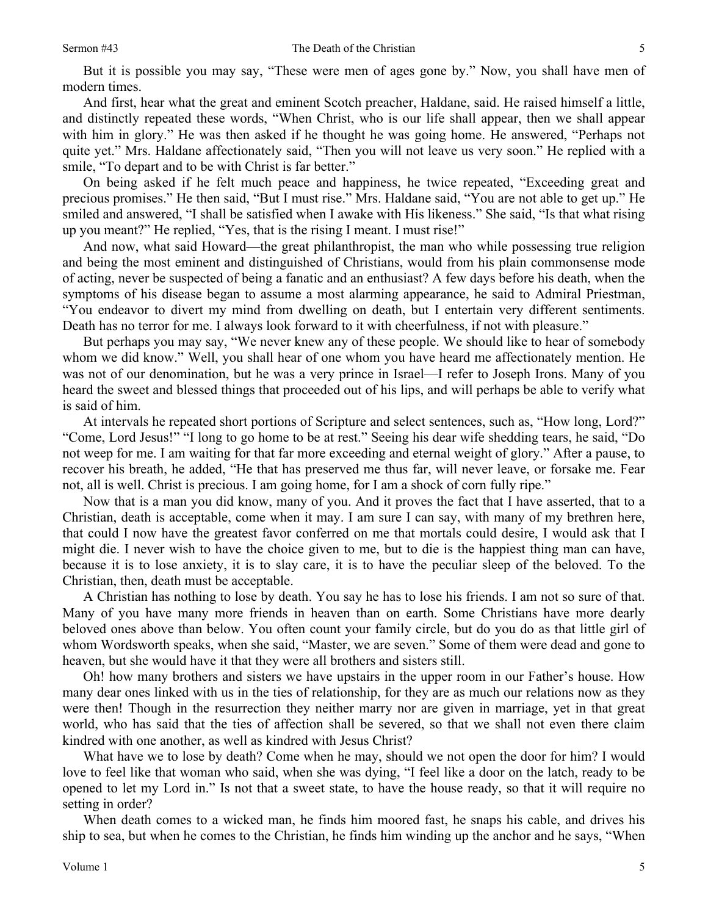But it is possible you may say, "These were men of ages gone by." Now, you shall have men of modern times.

And first, hear what the great and eminent Scotch preacher, Haldane, said. He raised himself a little, and distinctly repeated these words, "When Christ, who is our life shall appear, then we shall appear with him in glory." He was then asked if he thought he was going home. He answered, "Perhaps not quite yet." Mrs. Haldane affectionately said, "Then you will not leave us very soon." He replied with a smile, "To depart and to be with Christ is far better."

On being asked if he felt much peace and happiness, he twice repeated, "Exceeding great and precious promises." He then said, "But I must rise." Mrs. Haldane said, "You are not able to get up." He smiled and answered, "I shall be satisfied when I awake with His likeness." She said, "Is that what rising up you meant?" He replied, "Yes, that is the rising I meant. I must rise!"

And now, what said Howard—the great philanthropist, the man who while possessing true religion and being the most eminent and distinguished of Christians, would from his plain commonsense mode of acting, never be suspected of being a fanatic and an enthusiast? A few days before his death, when the symptoms of his disease began to assume a most alarming appearance, he said to Admiral Priestman, "You endeavor to divert my mind from dwelling on death, but I entertain very different sentiments. Death has no terror for me. I always look forward to it with cheerfulness, if not with pleasure."

But perhaps you may say, "We never knew any of these people. We should like to hear of somebody whom we did know." Well, you shall hear of one whom you have heard me affectionately mention. He was not of our denomination, but he was a very prince in Israel—I refer to Joseph Irons. Many of you heard the sweet and blessed things that proceeded out of his lips, and will perhaps be able to verify what is said of him.

At intervals he repeated short portions of Scripture and select sentences, such as, "How long, Lord?" "Come, Lord Jesus!" "I long to go home to be at rest." Seeing his dear wife shedding tears, he said, "Do not weep for me. I am waiting for that far more exceeding and eternal weight of glory." After a pause, to recover his breath, he added, "He that has preserved me thus far, will never leave, or forsake me. Fear not, all is well. Christ is precious. I am going home, for I am a shock of corn fully ripe."

Now that is a man you did know, many of you. And it proves the fact that I have asserted, that to a Christian, death is acceptable, come when it may. I am sure I can say, with many of my brethren here, that could I now have the greatest favor conferred on me that mortals could desire, I would ask that I might die. I never wish to have the choice given to me, but to die is the happiest thing man can have, because it is to lose anxiety, it is to slay care, it is to have the peculiar sleep of the beloved. To the Christian, then, death must be acceptable.

A Christian has nothing to lose by death. You say he has to lose his friends. I am not so sure of that. Many of you have many more friends in heaven than on earth. Some Christians have more dearly beloved ones above than below. You often count your family circle, but do you do as that little girl of whom Wordsworth speaks, when she said, "Master, we are seven." Some of them were dead and gone to heaven, but she would have it that they were all brothers and sisters still.

Oh! how many brothers and sisters we have upstairs in the upper room in our Father's house. How many dear ones linked with us in the ties of relationship, for they are as much our relations now as they were then! Though in the resurrection they neither marry nor are given in marriage, yet in that great world, who has said that the ties of affection shall be severed, so that we shall not even there claim kindred with one another, as well as kindred with Jesus Christ?

What have we to lose by death? Come when he may, should we not open the door for him? I would love to feel like that woman who said, when she was dying, "I feel like a door on the latch, ready to be opened to let my Lord in." Is not that a sweet state, to have the house ready, so that it will require no setting in order?

When death comes to a wicked man, he finds him moored fast, he snaps his cable, and drives his ship to sea, but when he comes to the Christian, he finds him winding up the anchor and he says, "When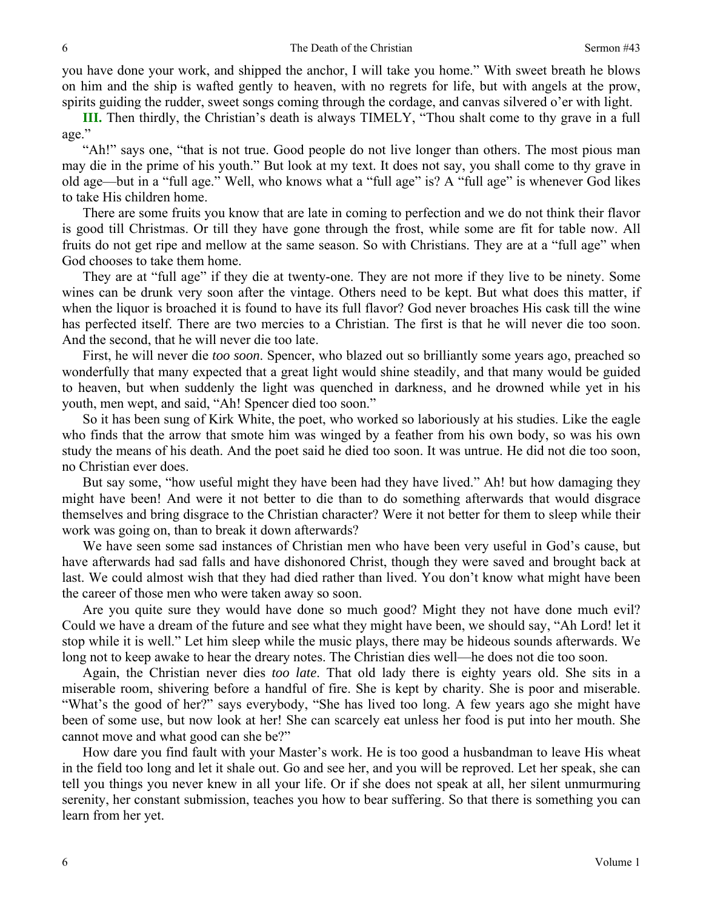you have done your work, and shipped the anchor, I will take you home." With sweet breath he blows on him and the ship is wafted gently to heaven, with no regrets for life, but with angels at the prow, spirits guiding the rudder, sweet songs coming through the cordage, and canvas silvered o'er with light.

**III.** Then thirdly, the Christian's death is always TIMELY, "Thou shalt come to thy grave in a full age."

"Ah!" says one, "that is not true. Good people do not live longer than others. The most pious man may die in the prime of his youth." But look at my text. It does not say, you shall come to thy grave in old age—but in a "full age." Well, who knows what a "full age" is? A "full age" is whenever God likes to take His children home.

There are some fruits you know that are late in coming to perfection and we do not think their flavor is good till Christmas. Or till they have gone through the frost, while some are fit for table now. All fruits do not get ripe and mellow at the same season. So with Christians. They are at a "full age" when God chooses to take them home.

They are at "full age" if they die at twenty-one. They are not more if they live to be ninety. Some wines can be drunk very soon after the vintage. Others need to be kept. But what does this matter, if when the liquor is broached it is found to have its full flavor? God never broaches His cask till the wine has perfected itself. There are two mercies to a Christian. The first is that he will never die too soon. And the second, that he will never die too late.

First, he will never die *too soon*. Spencer, who blazed out so brilliantly some years ago, preached so wonderfully that many expected that a great light would shine steadily, and that many would be guided to heaven, but when suddenly the light was quenched in darkness, and he drowned while yet in his youth, men wept, and said, "Ah! Spencer died too soon."

So it has been sung of Kirk White, the poet, who worked so laboriously at his studies. Like the eagle who finds that the arrow that smote him was winged by a feather from his own body, so was his own study the means of his death. And the poet said he died too soon. It was untrue. He did not die too soon, no Christian ever does.

But say some, "how useful might they have been had they have lived." Ah! but how damaging they might have been! And were it not better to die than to do something afterwards that would disgrace themselves and bring disgrace to the Christian character? Were it not better for them to sleep while their work was going on, than to break it down afterwards?

We have seen some sad instances of Christian men who have been very useful in God's cause, but have afterwards had sad falls and have dishonored Christ, though they were saved and brought back at last. We could almost wish that they had died rather than lived. You don't know what might have been the career of those men who were taken away so soon.

Are you quite sure they would have done so much good? Might they not have done much evil? Could we have a dream of the future and see what they might have been, we should say, "Ah Lord! let it stop while it is well." Let him sleep while the music plays, there may be hideous sounds afterwards. We long not to keep awake to hear the dreary notes. The Christian dies well—he does not die too soon.

Again, the Christian never dies *too late*. That old lady there is eighty years old. She sits in a miserable room, shivering before a handful of fire. She is kept by charity. She is poor and miserable. "What's the good of her?" says everybody, "She has lived too long. A few years ago she might have been of some use, but now look at her! She can scarcely eat unless her food is put into her mouth. She cannot move and what good can she be?"

How dare you find fault with your Master's work. He is too good a husbandman to leave His wheat in the field too long and let it shale out. Go and see her, and you will be reproved. Let her speak, she can tell you things you never knew in all your life. Or if she does not speak at all, her silent unmurmuring serenity, her constant submission, teaches you how to bear suffering. So that there is something you can learn from her yet.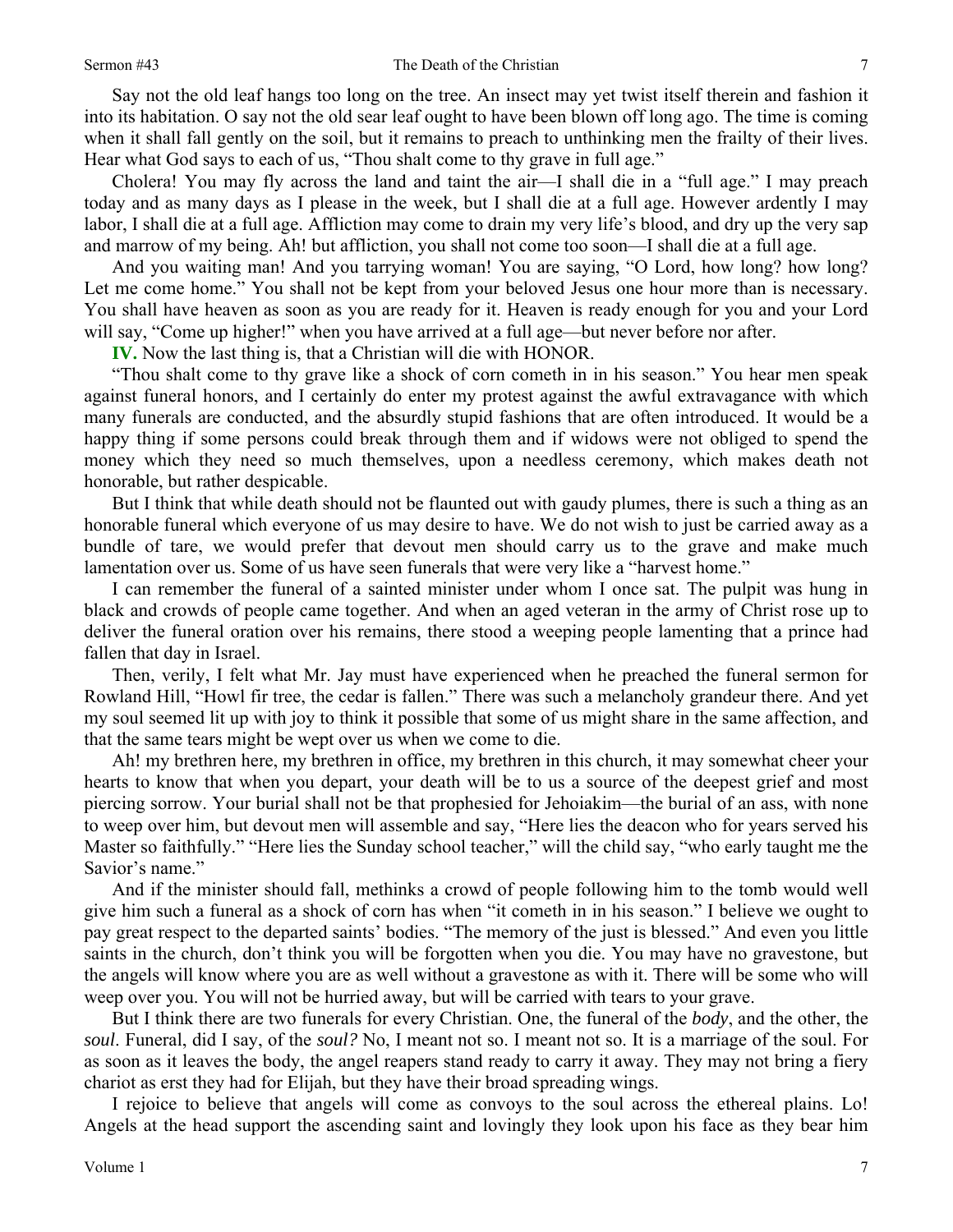Say not the old leaf hangs too long on the tree. An insect may yet twist itself therein and fashion it into its habitation. O say not the old sear leaf ought to have been blown off long ago. The time is coming when it shall fall gently on the soil, but it remains to preach to unthinking men the frailty of their lives. Hear what God says to each of us, "Thou shalt come to thy grave in full age."

Cholera! You may fly across the land and taint the air—I shall die in a "full age." I may preach today and as many days as I please in the week, but I shall die at a full age. However ardently I may labor, I shall die at a full age. Affliction may come to drain my very life's blood, and dry up the very sap and marrow of my being. Ah! but affliction, you shall not come too soon—I shall die at a full age.

And you waiting man! And you tarrying woman! You are saying, "O Lord, how long? how long? Let me come home." You shall not be kept from your beloved Jesus one hour more than is necessary. You shall have heaven as soon as you are ready for it. Heaven is ready enough for you and your Lord will say, "Come up higher!" when you have arrived at a full age—but never before nor after.

**IV.** Now the last thing is, that a Christian will die with HONOR.

"Thou shalt come to thy grave like a shock of corn cometh in in his season." You hear men speak against funeral honors, and I certainly do enter my protest against the awful extravagance with which many funerals are conducted, and the absurdly stupid fashions that are often introduced. It would be a happy thing if some persons could break through them and if widows were not obliged to spend the money which they need so much themselves, upon a needless ceremony, which makes death not honorable, but rather despicable.

But I think that while death should not be flaunted out with gaudy plumes, there is such a thing as an honorable funeral which everyone of us may desire to have. We do not wish to just be carried away as a bundle of tare, we would prefer that devout men should carry us to the grave and make much lamentation over us. Some of us have seen funerals that were very like a "harvest home."

I can remember the funeral of a sainted minister under whom I once sat. The pulpit was hung in black and crowds of people came together. And when an aged veteran in the army of Christ rose up to deliver the funeral oration over his remains, there stood a weeping people lamenting that a prince had fallen that day in Israel.

Then, verily, I felt what Mr. Jay must have experienced when he preached the funeral sermon for Rowland Hill, "Howl fir tree, the cedar is fallen." There was such a melancholy grandeur there. And yet my soul seemed lit up with joy to think it possible that some of us might share in the same affection, and that the same tears might be wept over us when we come to die.

Ah! my brethren here, my brethren in office, my brethren in this church, it may somewhat cheer your hearts to know that when you depart, your death will be to us a source of the deepest grief and most piercing sorrow. Your burial shall not be that prophesied for Jehoiakim—the burial of an ass, with none to weep over him, but devout men will assemble and say, "Here lies the deacon who for years served his Master so faithfully." "Here lies the Sunday school teacher," will the child say, "who early taught me the Savior's name."

And if the minister should fall, methinks a crowd of people following him to the tomb would well give him such a funeral as a shock of corn has when "it cometh in in his season." I believe we ought to pay great respect to the departed saints' bodies. "The memory of the just is blessed." And even you little saints in the church, don't think you will be forgotten when you die. You may have no gravestone, but the angels will know where you are as well without a gravestone as with it. There will be some who will weep over you. You will not be hurried away, but will be carried with tears to your grave.

But I think there are two funerals for every Christian. One, the funeral of the *body*, and the other, the *soul*. Funeral, did I say, of the *soul?* No, I meant not so. I meant not so. It is a marriage of the soul. For as soon as it leaves the body, the angel reapers stand ready to carry it away. They may not bring a fiery chariot as erst they had for Elijah, but they have their broad spreading wings.

I rejoice to believe that angels will come as convoys to the soul across the ethereal plains. Lo! Angels at the head support the ascending saint and lovingly they look upon his face as they bear him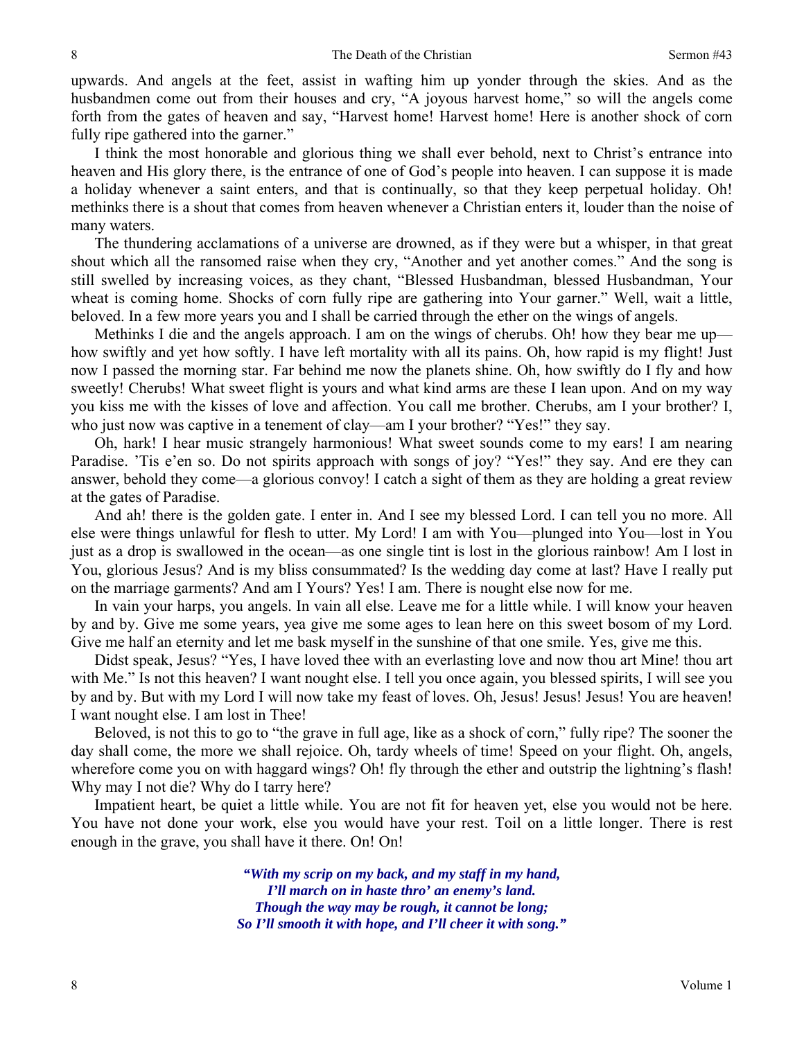upwards. And angels at the feet, assist in wafting him up yonder through the skies. And as the husbandmen come out from their houses and cry, "A joyous harvest home," so will the angels come forth from the gates of heaven and say, "Harvest home! Harvest home! Here is another shock of corn fully ripe gathered into the garner."

I think the most honorable and glorious thing we shall ever behold, next to Christ's entrance into heaven and His glory there, is the entrance of one of God's people into heaven. I can suppose it is made a holiday whenever a saint enters, and that is continually, so that they keep perpetual holiday. Oh! methinks there is a shout that comes from heaven whenever a Christian enters it, louder than the noise of many waters.

The thundering acclamations of a universe are drowned, as if they were but a whisper, in that great shout which all the ransomed raise when they cry, "Another and yet another comes." And the song is still swelled by increasing voices, as they chant, "Blessed Husbandman, blessed Husbandman, Your wheat is coming home. Shocks of corn fully ripe are gathering into Your garner." Well, wait a little, beloved. In a few more years you and I shall be carried through the ether on the wings of angels.

Methinks I die and the angels approach. I am on the wings of cherubs. Oh! how they bear me up—how swiftly and yet how softly. I have left mortality with all its pains. Oh, how rapid is my flight! Just now I passed the morning star. Far behind me now the planets shine. Oh, how swiftly do I fly and how sweetly! Cherubs! What sweet flight is yours and what kind arms are these I lean upon. And on my way you kiss me with the kisses of love and affection. You call me brother. Cherubs, am I your brother? I, who just now was captive in a tenement of clay—am I your brother? "Yes!" they say.

Oh, hark! I hear music strangely harmonious! What sweet sounds come to my ears! I am nearing Paradise. 'Tis e'en so. Do not spirits approach with songs of joy? "Yes!" they say. And ere they can answer, behold they come—a glorious convoy! I catch a sight of them as they are holding a great review at the gates of Paradise.

And ah! there is the golden gate. I enter in. And I see my blessed Lord. I can tell you no more. All else were things unlawful for flesh to utter. My Lord! I am with You—plunged into You—lost in You just as a drop is swallowed in the ocean—as one single tint is lost in the glorious rainbow! Am I lost in You, glorious Jesus? And is my bliss consummated? Is the wedding day come at last? Have I really put on the marriage garments? And am I Yours? Yes! I am. There is nought else now for me.

In vain your harps, you angels. In vain all else. Leave me for a little while. I will know your heaven by and by. Give me some years, yea give me some ages to lean here on this sweet bosom of my Lord. Give me half an eternity and let me bask myself in the sunshine of that one smile. Yes, give me this.

Didst speak, Jesus? "Yes, I have loved thee with an everlasting love and now thou art Mine! thou art with Me." Is not this heaven? I want nought else. I tell you once again, you blessed spirits, I will see you by and by. But with my Lord I will now take my feast of loves. Oh, Jesus! Jesus! Jesus! You are heaven! I want nought else. I am lost in Thee!

Beloved, is not this to go to "the grave in full age, like as a shock of corn," fully ripe? The sooner the day shall come, the more we shall rejoice. Oh, tardy wheels of time! Speed on your flight. Oh, angels, wherefore come you on with haggard wings? Oh! fly through the ether and outstrip the lightning's flash! Why may I not die? Why do I tarry here?

Impatient heart, be quiet a little while. You are not fit for heaven yet, else you would not be here. You have not done your work, else you would have your rest. Toil on a little longer. There is rest enough in the grave, you shall have it there. On! On!

> ***"With my scrip on my back, and my staff in my hand,***
> ***I'll march on in haste thro' an enemy's land.***
> ***Though the way may be rough, it cannot be long;***
> ***So I'll smooth it with hope, and I'll cheer it with song."***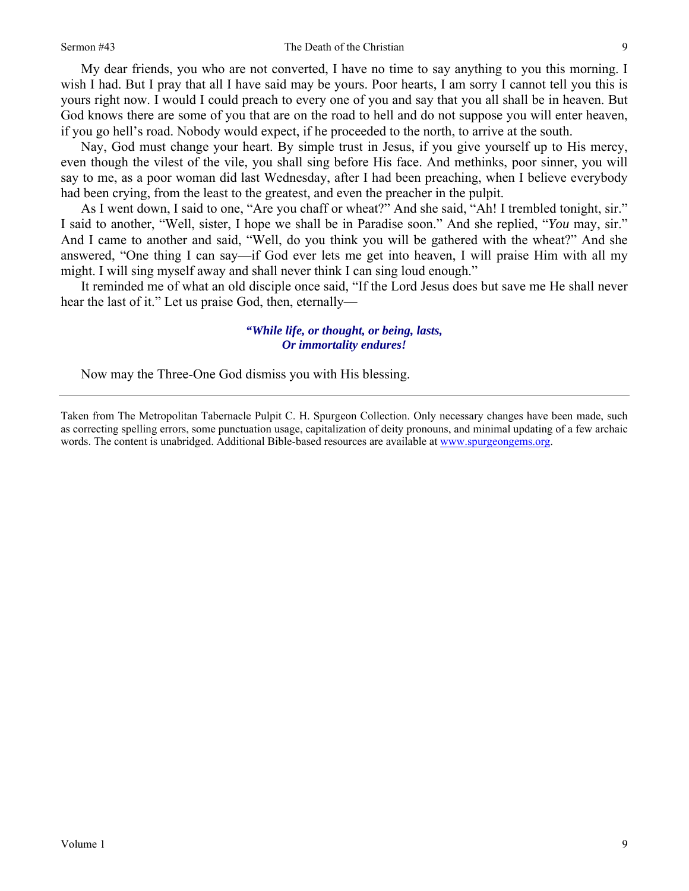My dear friends, you who are not converted, I have no time to say anything to you this morning. I wish I had. But I pray that all I have said may be yours. Poor hearts, I am sorry I cannot tell you this is yours right now. I would I could preach to every one of you and say that you all shall be in heaven. But God knows there are some of you that are on the road to hell and do not suppose you will enter heaven, if you go hell's road. Nobody would expect, if he proceeded to the north, to arrive at the south.

Nay, God must change your heart. By simple trust in Jesus, if you give yourself up to His mercy, even though the vilest of the vile, you shall sing before His face. And methinks, poor sinner, you will say to me, as a poor woman did last Wednesday, after I had been preaching, when I believe everybody had been crying, from the least to the greatest, and even the preacher in the pulpit.

As I went down, I said to one, "Are you chaff or wheat?" And she said, "Ah! I trembled tonight, sir." I said to another, "Well, sister, I hope we shall be in Paradise soon." And she replied, "*You* may, sir." And I came to another and said, "Well, do you think you will be gathered with the wheat?" And she answered, "One thing I can say—if God ever lets me get into heaven, I will praise Him with all my might. I will sing myself away and shall never think I can sing loud enough."

It reminded me of what an old disciple once said, "If the Lord Jesus does but save me He shall never hear the last of it." Let us praise God, then, eternally—

> ***"While life, or thought, or being, lasts,***
> ***Or immortality endures!***

Now may the Three-One God dismiss you with His blessing.

---

Taken from The Metropolitan Tabernacle Pulpit C. H. Spurgeon Collection. Only necessary changes have been made, such as correcting spelling errors, some punctuation usage, capitalization of deity pronouns, and minimal updating of a few archaic words. The content is unabridged. Additional Bible-based resources are available at www.spurgeongems.org.